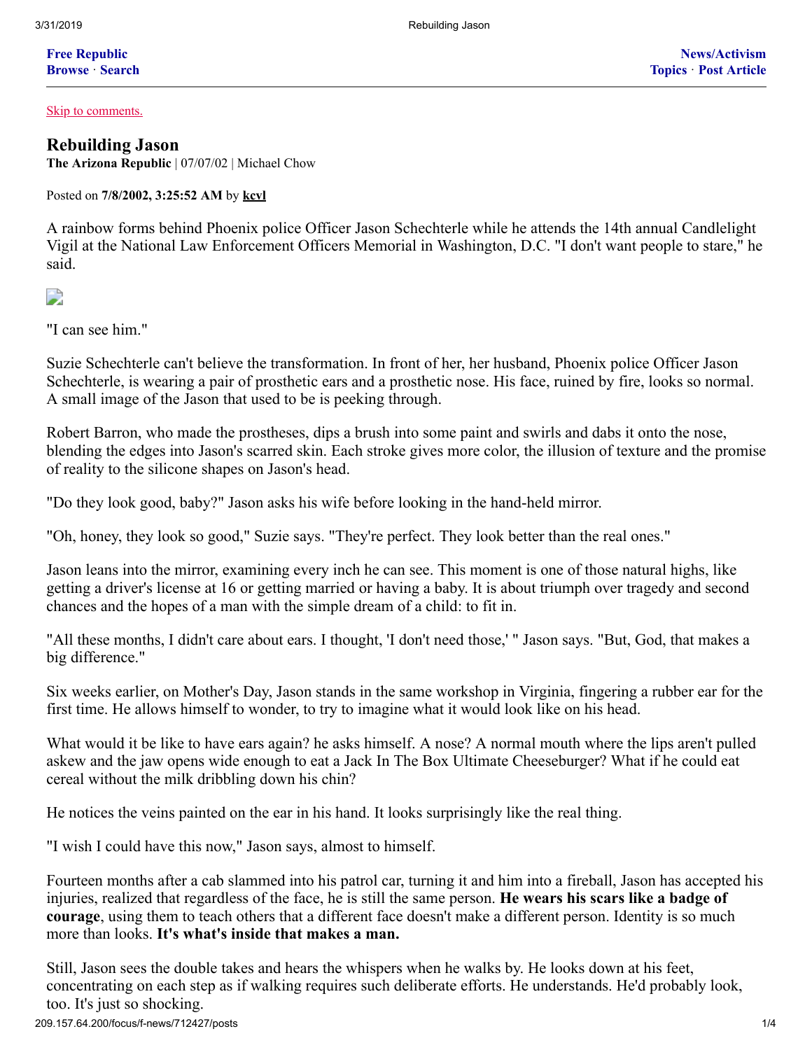Free Republic
Browse · Search

News/Activism
Topics · Post Article

Skip to comments.

## Rebuilding Jason

**The Arizona Republic** | 07/07/02 | Michael Chow

Posted on **7/8/2002, 3:25:52 AM** by **kcvl**

A rainbow forms behind Phoenix police Officer Jason Schechterle while he attends the 14th annual Candlelight Vigil at the National Law Enforcement Officers Memorial in Washington, D.C. "I don't want people to stare," he said.

"I can see him."

Suzie Schechterle can't believe the transformation. In front of her, her husband, Phoenix police Officer Jason Schechterle, is wearing a pair of prosthetic ears and a prosthetic nose. His face, ruined by fire, looks so normal. A small image of the Jason that used to be is peeking through.

Robert Barron, who made the prostheses, dips a brush into some paint and swirls and dabs it onto the nose, blending the edges into Jason's scarred skin. Each stroke gives more color, the illusion of texture and the promise of reality to the silicone shapes on Jason's head.

"Do they look good, baby?" Jason asks his wife before looking in the hand-held mirror.

"Oh, honey, they look so good," Suzie says. "They're perfect. They look better than the real ones."

Jason leans into the mirror, examining every inch he can see. This moment is one of those natural highs, like getting a driver's license at 16 or getting married or having a baby. It is about triumph over tragedy and second chances and the hopes of a man with the simple dream of a child: to fit in.

"All these months, I didn't care about ears. I thought, 'I don't need those,' " Jason says. "But, God, that makes a big difference."

Six weeks earlier, on Mother's Day, Jason stands in the same workshop in Virginia, fingering a rubber ear for the first time. He allows himself to wonder, to try to imagine what it would look like on his head.

What would it be like to have ears again? he asks himself. A nose? A normal mouth where the lips aren't pulled askew and the jaw opens wide enough to eat a Jack In The Box Ultimate Cheeseburger? What if he could eat cereal without the milk dribbling down his chin?

He notices the veins painted on the ear in his hand. It looks surprisingly like the real thing.

"I wish I could have this now," Jason says, almost to himself.

Fourteen months after a cab slammed into his patrol car, turning it and him into a fireball, Jason has accepted his injuries, realized that regardless of the face, he is still the same person. **He wears his scars like a badge of courage**, using them to teach others that a different face doesn't make a different person. Identity is so much more than looks. **It's what's inside that makes a man.**

Still, Jason sees the double takes and hears the whispers when he walks by. He looks down at his feet, concentrating on each step as if walking requires such deliberate efforts. He understands. He'd probably look, too. It's just so shocking.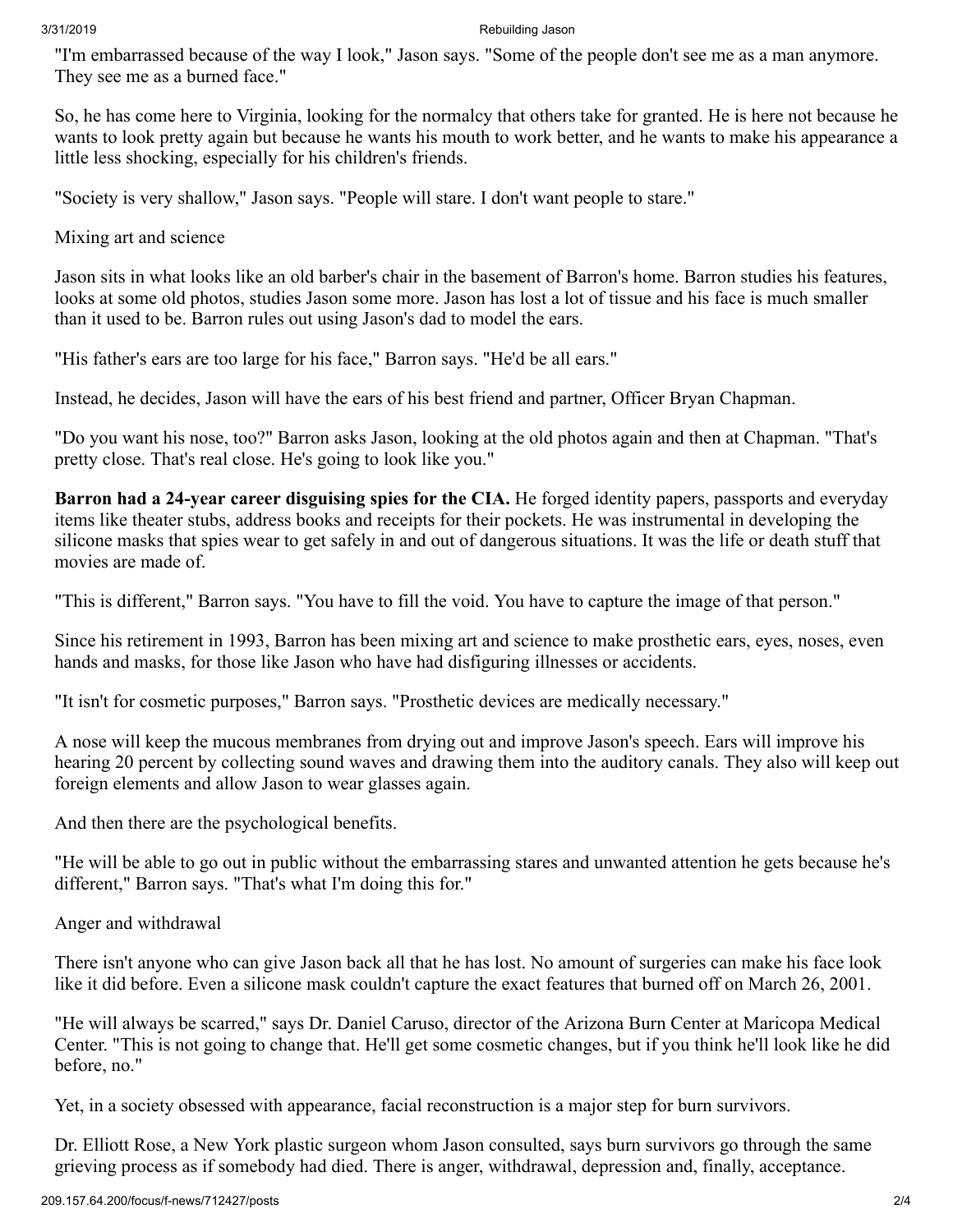"I'm embarrassed because of the way I look," Jason says. "Some of the people don't see me as a man anymore. They see me as a burned face."

So, he has come here to Virginia, looking for the normalcy that others take for granted. He is here not because he wants to look pretty again but because he wants his mouth to work better, and he wants to make his appearance a little less shocking, especially for his children's friends.

"Society is very shallow," Jason says. "People will stare. I don't want people to stare."

## Mixing art and science

Jason sits in what looks like an old barber's chair in the basement of Barron's home. Barron studies his features, looks at some old photos, studies Jason some more. Jason has lost a lot of tissue and his face is much smaller than it used to be. Barron rules out using Jason's dad to model the ears.

"His father's ears are too large for his face," Barron says. "He'd be all ears."

Instead, he decides, Jason will have the ears of his best friend and partner, Officer Bryan Chapman.

"Do you want his nose, too?" Barron asks Jason, looking at the old photos again and then at Chapman. "That's pretty close. That's real close. He's going to look like you."

**Barron had a 24-year career disguising spies for the CIA.** He forged identity papers, passports and everyday items like theater stubs, address books and receipts for their pockets. He was instrumental in developing the silicone masks that spies wear to get safely in and out of dangerous situations. It was the life or death stuff that movies are made of.

"This is different," Barron says. "You have to fill the void. You have to capture the image of that person."

Since his retirement in 1993, Barron has been mixing art and science to make prosthetic ears, eyes, noses, even hands and masks, for those like Jason who have had disfiguring illnesses or accidents.

"It isn't for cosmetic purposes," Barron says. "Prosthetic devices are medically necessary."

A nose will keep the mucous membranes from drying out and improve Jason's speech. Ears will improve his hearing 20 percent by collecting sound waves and drawing them into the auditory canals. They also will keep out foreign elements and allow Jason to wear glasses again.

And then there are the psychological benefits.

"He will be able to go out in public without the embarrassing stares and unwanted attention he gets because he's different," Barron says. "That's what I'm doing this for."

## Anger and withdrawal

There isn't anyone who can give Jason back all that he has lost. No amount of surgeries can make his face look like it did before. Even a silicone mask couldn't capture the exact features that burned off on March 26, 2001.

"He will always be scarred," says Dr. Daniel Caruso, director of the Arizona Burn Center at Maricopa Medical Center. "This is not going to change that. He'll get some cosmetic changes, but if you think he'll look like he did before, no."

Yet, in a society obsessed with appearance, facial reconstruction is a major step for burn survivors.

Dr. Elliott Rose, a New York plastic surgeon whom Jason consulted, says burn survivors go through the same grieving process as if somebody had died. There is anger, withdrawal, depression and, finally, acceptance.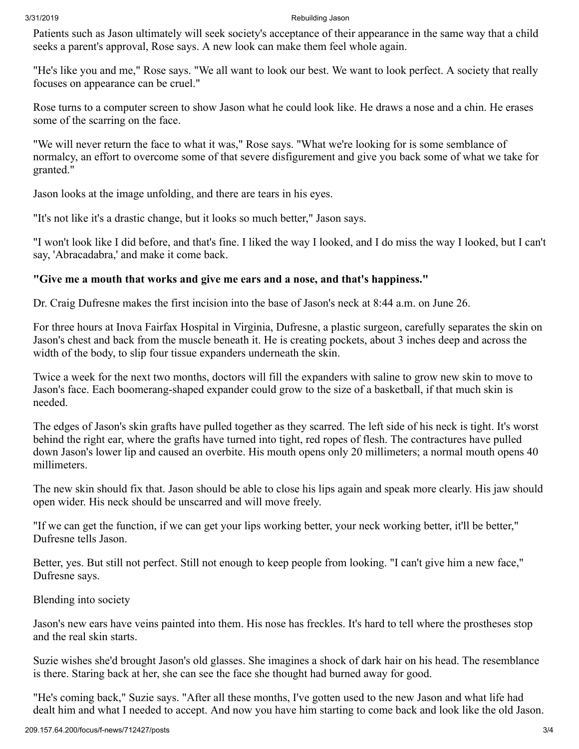Patients such as Jason ultimately will seek society's acceptance of their appearance in the same way that a child seeks a parent's approval, Rose says. A new look can make them feel whole again.

"He's like you and me," Rose says. "We all want to look our best. We want to look perfect. A society that really focuses on appearance can be cruel."

Rose turns to a computer screen to show Jason what he could look like. He draws a nose and a chin. He erases some of the scarring on the face.

"We will never return the face to what it was," Rose says. "What we're looking for is some semblance of normalcy, an effort to overcome some of that severe disfigurement and give you back some of what we take for granted."

Jason looks at the image unfolding, and there are tears in his eyes.

"It's not like it's a drastic change, but it looks so much better," Jason says.

"I won't look like I did before, and that's fine. I liked the way I looked, and I do miss the way I looked, but I can't say, 'Abracadabra,' and make it come back.

**"Give me a mouth that works and give me ears and a nose, and that's happiness."**

Dr. Craig Dufresne makes the first incision into the base of Jason's neck at 8:44 a.m. on June 26.

For three hours at Inova Fairfax Hospital in Virginia, Dufresne, a plastic surgeon, carefully separates the skin on Jason's chest and back from the muscle beneath it. He is creating pockets, about 3 inches deep and across the width of the body, to slip four tissue expanders underneath the skin.

Twice a week for the next two months, doctors will fill the expanders with saline to grow new skin to move to Jason's face. Each boomerang-shaped expander could grow to the size of a basketball, if that much skin is needed.

The edges of Jason's skin grafts have pulled together as they scarred. The left side of his neck is tight. It's worst behind the right ear, where the grafts have turned into tight, red ropes of flesh. The contractures have pulled down Jason's lower lip and caused an overbite. His mouth opens only 20 millimeters; a normal mouth opens 40 millimeters.

The new skin should fix that. Jason should be able to close his lips again and speak more clearly. His jaw should open wider. His neck should be unscarred and will move freely.

"If we can get the function, if we can get your lips working better, your neck working better, it'll be better," Dufresne tells Jason.

Better, yes. But still not perfect. Still not enough to keep people from looking. "I can't give him a new face," Dufresne says.

## Blending into society

Jason's new ears have veins painted into them. His nose has freckles. It's hard to tell where the prostheses stop and the real skin starts.

Suzie wishes she'd brought Jason's old glasses. She imagines a shock of dark hair on his head. The resemblance is there. Staring back at her, she can see the face she thought had burned away for good.

"He's coming back," Suzie says. "After all these months, I've gotten used to the new Jason and what life had dealt him and what I needed to accept. And now you have him starting to come back and look like the old Jason.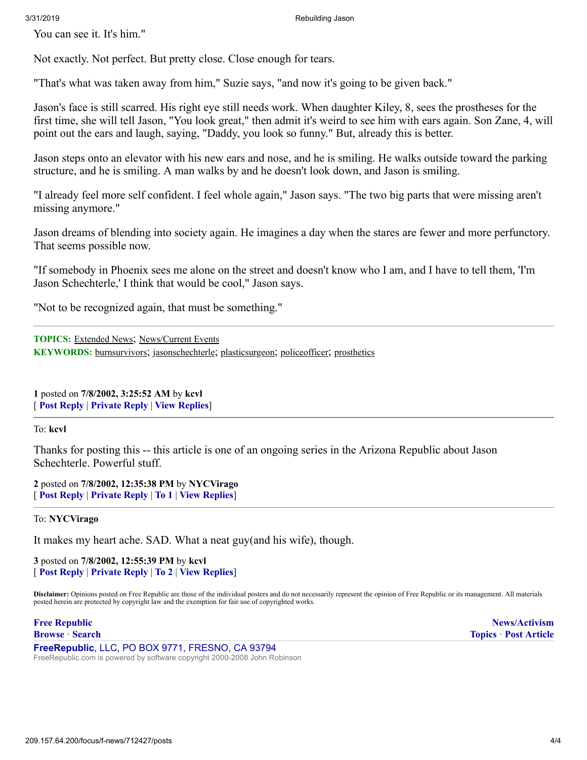You can see it. It's him."

Not exactly. Not perfect. But pretty close. Close enough for tears.

"That's what was taken away from him," Suzie says, "and now it's going to be given back."

Jason's face is still scarred. His right eye still needs work. When daughter Kiley, 8, sees the prostheses for the first time, she will tell Jason, "You look great," then admit it's weird to see him with ears again. Son Zane, 4, will point out the ears and laugh, saying, "Daddy, you look so funny." But, already this is better.

Jason steps onto an elevator with his new ears and nose, and he is smiling. He walks outside toward the parking structure, and he is smiling. A man walks by and he doesn't look down, and Jason is smiling.

"I already feel more self confident. I feel whole again," Jason says. "The two big parts that were missing aren't missing anymore."

Jason dreams of blending into society again. He imagines a day when the stares are fewer and more perfunctory. That seems possible now.

"If somebody in Phoenix sees me alone on the street and doesn't know who I am, and I have to tell them, 'I'm Jason Schechterle,' I think that would be cool," Jason says.

"Not to be recognized again, that must be something."

---

**TOPICS:** Extended News; News/Current Events
**KEYWORDS:** burnsurvivors; jasonschechterle; plasticsurgeon; policeofficer; prosthetics

**1** posted on **7/8/2002, 3:25:52 AM** by **kcvl**
[ **Post Reply** | **Private Reply** | **View Replies**]

---

To: **kcvl**

Thanks for posting this -- this article is one of an ongoing series in the Arizona Republic about Jason Schechterle. Powerful stuff.

**2** posted on **7/8/2002, 12:35:38 PM** by **NYCVirago**
[ **Post Reply** | **Private Reply** | **To 1** | **View Replies**]

---

To: **NYCVirago**

It makes my heart ache. SAD. What a neat guy(and his wife), though.

**3** posted on **7/8/2002, 12:55:39 PM** by **kcvl**
[ **Post Reply** | **Private Reply** | **To 2** | **View Replies**]

**Disclaimer:** Opinions posted on Free Republic are those of the individual posters and do not necessarily represent the opinion of Free Republic or its management. All materials posted herein are protected by copyright law and the exemption for fair use of copyrighted works.

**Free Republic**
**Browse** · **Search**

**News/Activism**
**Topics** · **Post Article**

**FreeRepublic**, LLC, PO BOX 9771, FRESNO, CA 93794
FreeRepublic.com is powered by software copyright 2000-2008 John Robinson